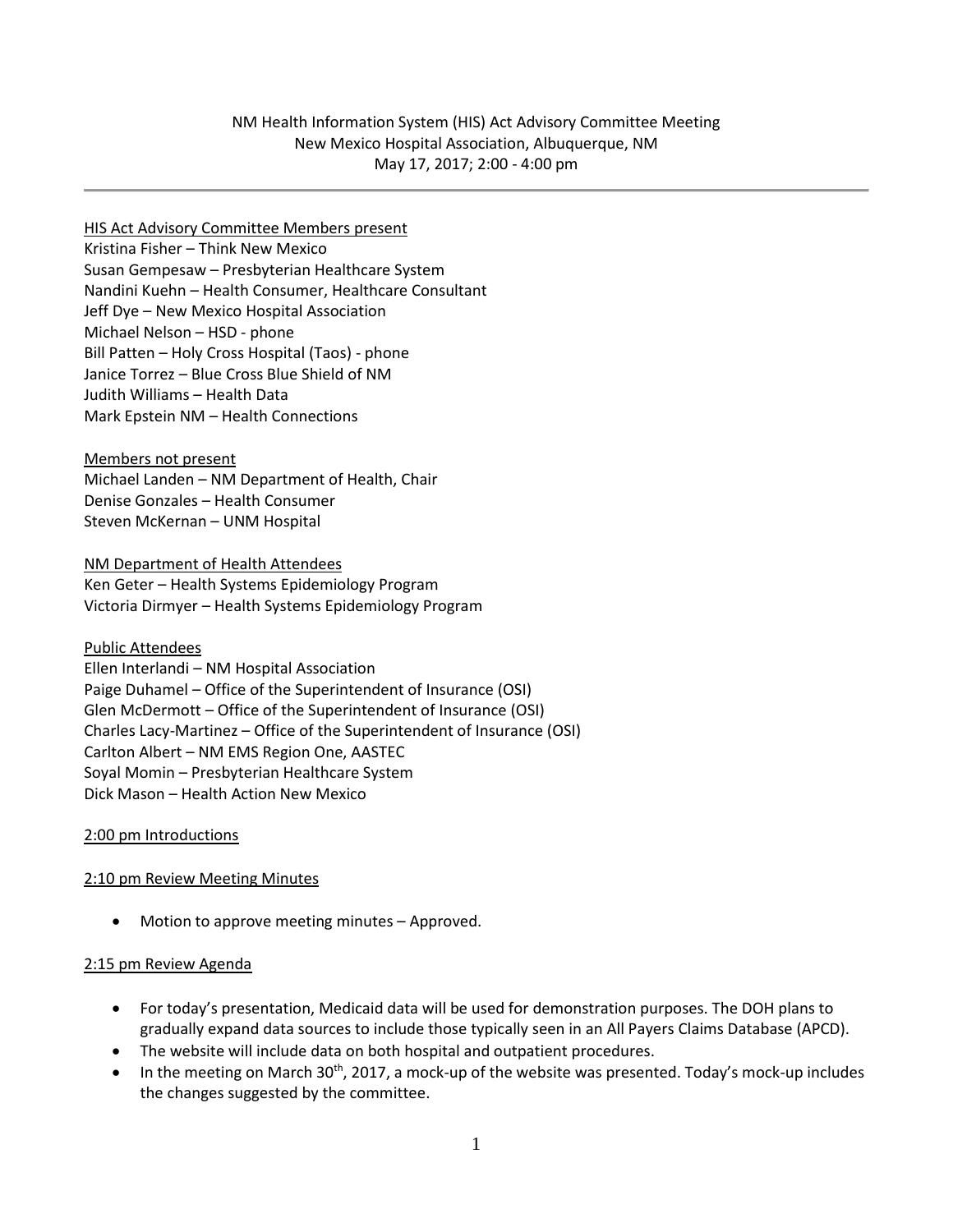NM Health Information System (HIS) Act Advisory Committee Meeting
New Mexico Hospital Association, Albuquerque, NM
May 17, 2017; 2:00 - 4:00 pm

---

HIS Act Advisory Committee Members present

Kristina Fisher – Think New Mexico
Susan Gempesaw – Presbyterian Healthcare System
Nandini Kuehn – Health Consumer, Healthcare Consultant
Jeff Dye – New Mexico Hospital Association
Michael Nelson – HSD - phone
Bill Patten – Holy Cross Hospital (Taos) - phone
Janice Torrez – Blue Cross Blue Shield of NM
Judith Williams – Health Data
Mark Epstein NM – Health Connections

Members not present

Michael Landen – NM Department of Health, Chair
Denise Gonzales – Health Consumer
Steven McKernan – UNM Hospital

NM Department of Health Attendees

Ken Geter – Health Systems Epidemiology Program
Victoria Dirmyer – Health Systems Epidemiology Program

Public Attendees

Ellen Interlandi – NM Hospital Association
Paige Duhamel – Office of the Superintendent of Insurance (OSI)
Glen McDermott – Office of the Superintendent of Insurance (OSI)
Charles Lacy-Martinez – Office of the Superintendent of Insurance (OSI)
Carlton Albert – NM EMS Region One, AASTEC
Soyal Momin – Presbyterian Healthcare System
Dick Mason – Health Action New Mexico

2:00 pm Introductions

2:10 pm Review Meeting Minutes

- Motion to approve meeting minutes – Approved.

2:15 pm Review Agenda

- For today's presentation, Medicaid data will be used for demonstration purposes. The DOH plans to gradually expand data sources to include those typically seen in an All Payers Claims Database (APCD).
- The website will include data on both hospital and outpatient procedures.
- In the meeting on March 30th, 2017, a mock-up of the website was presented. Today's mock-up includes the changes suggested by the committee.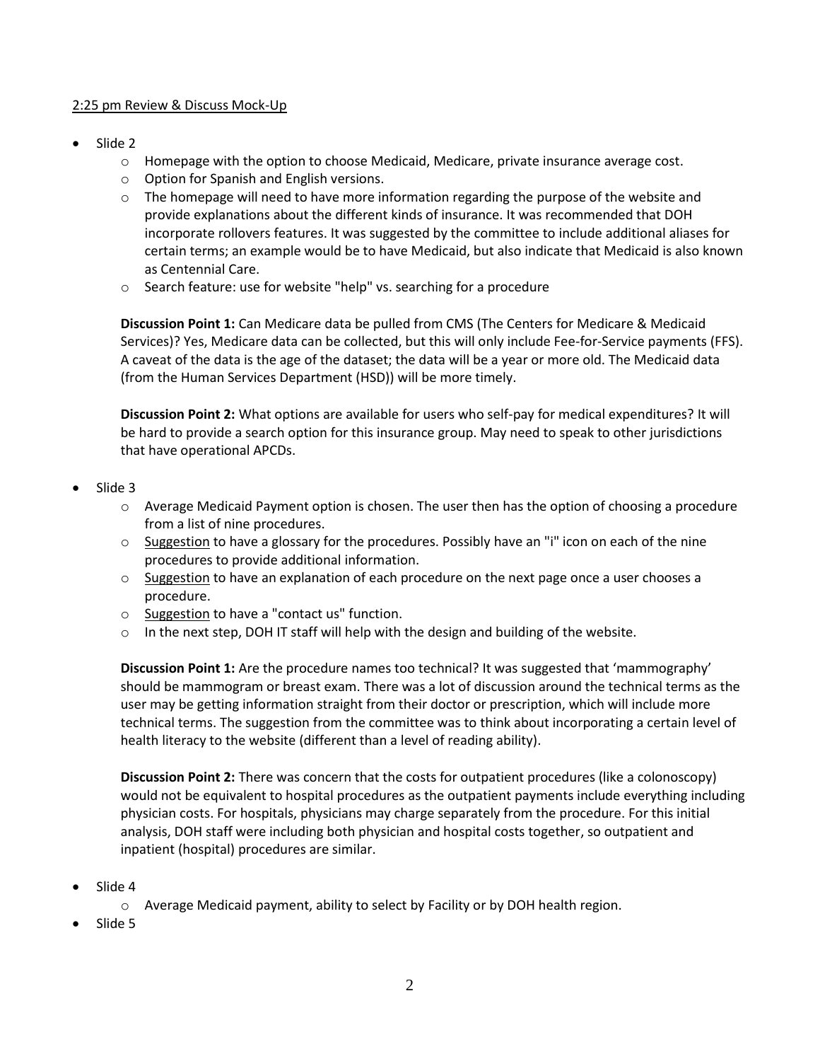2:25 pm Review & Discuss Mock-Up

- Slide 2
    - Homepage with the option to choose Medicaid, Medicare, private insurance average cost.
    - Option for Spanish and English versions.
    - The homepage will need to have more information regarding the purpose of the website and provide explanations about the different kinds of insurance. It was recommended that DOH incorporate rollovers features. It was suggested by the committee to include additional aliases for certain terms; an example would be to have Medicaid, but also indicate that Medicaid is also known as Centennial Care.
    - Search feature: use for website "help" vs. searching for a procedure

    **Discussion Point 1:** Can Medicare data be pulled from CMS (The Centers for Medicare & Medicaid Services)? Yes, Medicare data can be collected, but this will only include Fee-for-Service payments (FFS). A caveat of the data is the age of the dataset; the data will be a year or more old. The Medicaid data (from the Human Services Department (HSD)) will be more timely.

    **Discussion Point 2:** What options are available for users who self-pay for medical expenditures? It will be hard to provide a search option for this insurance group. May need to speak to other jurisdictions that have operational APCDs.

- Slide 3
    - Average Medicaid Payment option is chosen. The user then has the option of choosing a procedure from a list of nine procedures.
    - Suggestion to have a glossary for the procedures. Possibly have an "i" icon on each of the nine procedures to provide additional information.
    - Suggestion to have an explanation of each procedure on the next page once a user chooses a procedure.
    - Suggestion to have a "contact us" function.
    - In the next step, DOH IT staff will help with the design and building of the website.

    **Discussion Point 1:** Are the procedure names too technical? It was suggested that 'mammography' should be mammogram or breast exam. There was a lot of discussion around the technical terms as the user may be getting information straight from their doctor or prescription, which will include more technical terms. The suggestion from the committee was to think about incorporating a certain level of health literacy to the website (different than a level of reading ability).

    **Discussion Point 2:** There was concern that the costs for outpatient procedures (like a colonoscopy) would not be equivalent to hospital procedures as the outpatient payments include everything including physician costs. For hospitals, physicians may charge separately from the procedure. For this initial analysis, DOH staff were including both physician and hospital costs together, so outpatient and inpatient (hospital) procedures are similar.

- Slide 4
    - Average Medicaid payment, ability to select by Facility or by DOH health region.
- Slide 5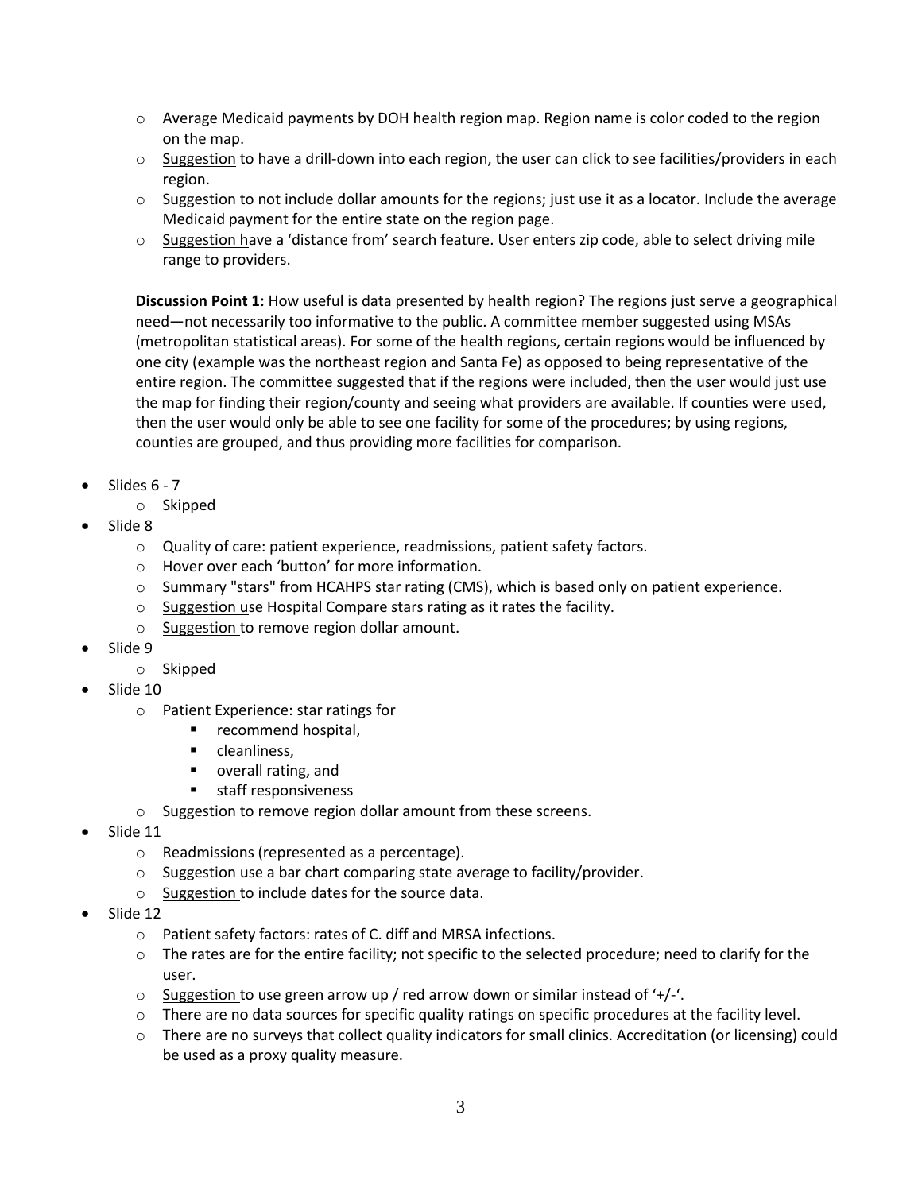- Average Medicaid payments by DOH health region map. Region name is color coded to the region on the map.
  - Suggestion to have a drill-down into each region, the user can click to see facilities/providers in each region.
  - Suggestion to not include dollar amounts for the regions; just use it as a locator. Include the average Medicaid payment for the entire state on the region page.
  - Suggestion have a 'distance from' search feature. User enters zip code, able to select driving mile range to providers.

  **Discussion Point 1:** How useful is data presented by health region? The regions just serve a geographical need—not necessarily too informative to the public. A committee member suggested using MSAs (metropolitan statistical areas). For some of the health regions, certain regions would be influenced by one city (example was the northeast region and Santa Fe) as opposed to being representative of the entire region. The committee suggested that if the regions were included, then the user would just use the map for finding their region/county and seeing what providers are available. If counties were used, then the user would only be able to see one facility for some of the procedures; by using regions, counties are grouped, and thus providing more facilities for comparison.

- Slides 6 - 7
  - Skipped
- Slide 8
  - Quality of care: patient experience, readmissions, patient safety factors.
  - Hover over each 'button' for more information.
  - Summary "stars" from HCAHPS star rating (CMS), which is based only on patient experience.
  - Suggestion use Hospital Compare stars rating as it rates the facility.
  - Suggestion to remove region dollar amount.
- Slide 9
  - Skipped
- Slide 10
  - Patient Experience: star ratings for
    - recommend hospital,
    - cleanliness,
    - overall rating, and
    - staff responsiveness
  - Suggestion to remove region dollar amount from these screens.
- Slide 11
  - Readmissions (represented as a percentage).
  - Suggestion use a bar chart comparing state average to facility/provider.
  - Suggestion to include dates for the source data.
- Slide 12
  - Patient safety factors: rates of C. diff and MRSA infections.
  - The rates are for the entire facility; not specific to the selected procedure; need to clarify for the user.
  - Suggestion to use green arrow up / red arrow down or similar instead of '+/-'.
  - There are no data sources for specific quality ratings on specific procedures at the facility level.
  - There are no surveys that collect quality indicators for small clinics. Accreditation (or licensing) could be used as a proxy quality measure.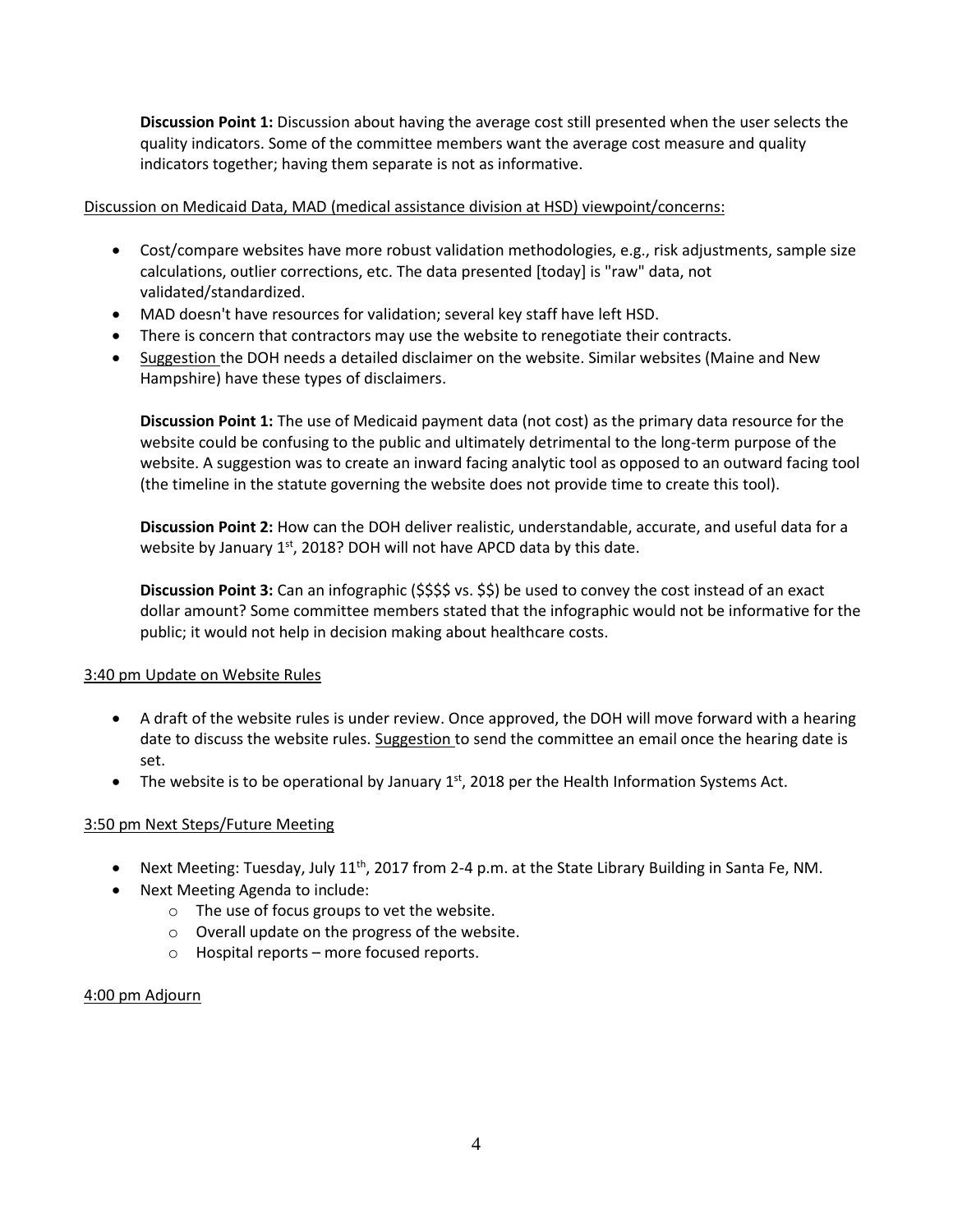**Discussion Point 1:** Discussion about having the average cost still presented when the user selects the quality indicators. Some of the committee members want the average cost measure and quality indicators together; having them separate is not as informative.

Discussion on Medicaid Data, MAD (medical assistance division at HSD) viewpoint/concerns:

- Cost/compare websites have more robust validation methodologies, e.g., risk adjustments, sample size calculations, outlier corrections, etc. The data presented [today] is "raw" data, not validated/standardized.
- MAD doesn't have resources for validation; several key staff have left HSD.
- There is concern that contractors may use the website to renegotiate their contracts.
- Suggestion the DOH needs a detailed disclaimer on the website. Similar websites (Maine and New Hampshire) have these types of disclaimers.

  **Discussion Point 1:** The use of Medicaid payment data (not cost) as the primary data resource for the website could be confusing to the public and ultimately detrimental to the long-term purpose of the website. A suggestion was to create an inward facing analytic tool as opposed to an outward facing tool (the timeline in the statute governing the website does not provide time to create this tool).

  **Discussion Point 2:** How can the DOH deliver realistic, understandable, accurate, and useful data for a website by January 1st, 2018? DOH will not have APCD data by this date.

  **Discussion Point 3:** Can an infographic ($$$$ vs. $$) be used to convey the cost instead of an exact dollar amount? Some committee members stated that the infographic would not be informative for the public; it would not help in decision making about healthcare costs.

3:40 pm Update on Website Rules

- A draft of the website rules is under review. Once approved, the DOH will move forward with a hearing date to discuss the website rules. Suggestion to send the committee an email once the hearing date is set.
- The website is to be operational by January 1st, 2018 per the Health Information Systems Act.

3:50 pm Next Steps/Future Meeting

- Next Meeting: Tuesday, July 11th, 2017 from 2-4 p.m. at the State Library Building in Santa Fe, NM.
- Next Meeting Agenda to include:
  - The use of focus groups to vet the website.
  - Overall update on the progress of the website.
  - Hospital reports – more focused reports.

4:00 pm Adjourn